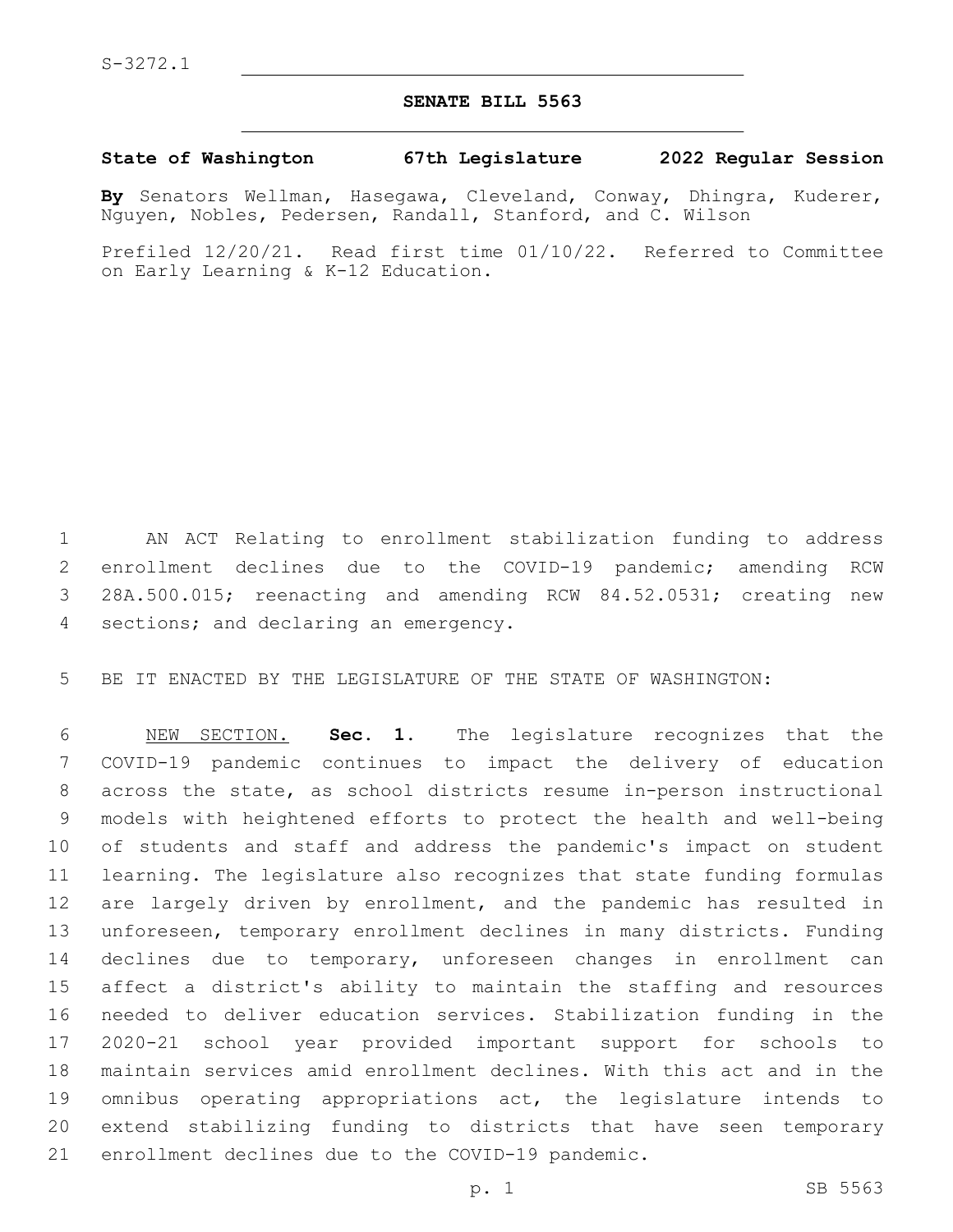S-3272.1

# SENATE BILL 5563

**State of Washington 67th Legislature 2022 Regular Session**

**By** Senators Wellman, Hasegawa, Cleveland, Conway, Dhingra, Kuderer, Nguyen, Nobles, Pedersen, Randall, Stanford, and C. Wilson

Prefiled 12/20/21. Read first time 01/10/22. Referred to Committee on Early Learning & K-12 Education.

AN ACT Relating to enrollment stabilization funding to address enrollment declines due to the COVID-19 pandemic; amending RCW 28A.500.015; reenacting and amending RCW 84.52.0531; creating new sections; and declaring an emergency.

BE IT ENACTED BY THE LEGISLATURE OF THE STATE OF WASHINGTON:

NEW SECTION. **Sec. 1.** The legislature recognizes that the COVID-19 pandemic continues to impact the delivery of education across the state, as school districts resume in-person instructional models with heightened efforts to protect the health and well-being of students and staff and address the pandemic's impact on student learning. The legislature also recognizes that state funding formulas are largely driven by enrollment, and the pandemic has resulted in unforeseen, temporary enrollment declines in many districts. Funding declines due to temporary, unforeseen changes in enrollment can affect a district's ability to maintain the staffing and resources needed to deliver education services. Stabilization funding in the 2020-21 school year provided important support for schools to maintain services amid enrollment declines. With this act and in the omnibus operating appropriations act, the legislature intends to extend stabilizing funding to districts that have seen temporary enrollment declines due to the COVID-19 pandemic.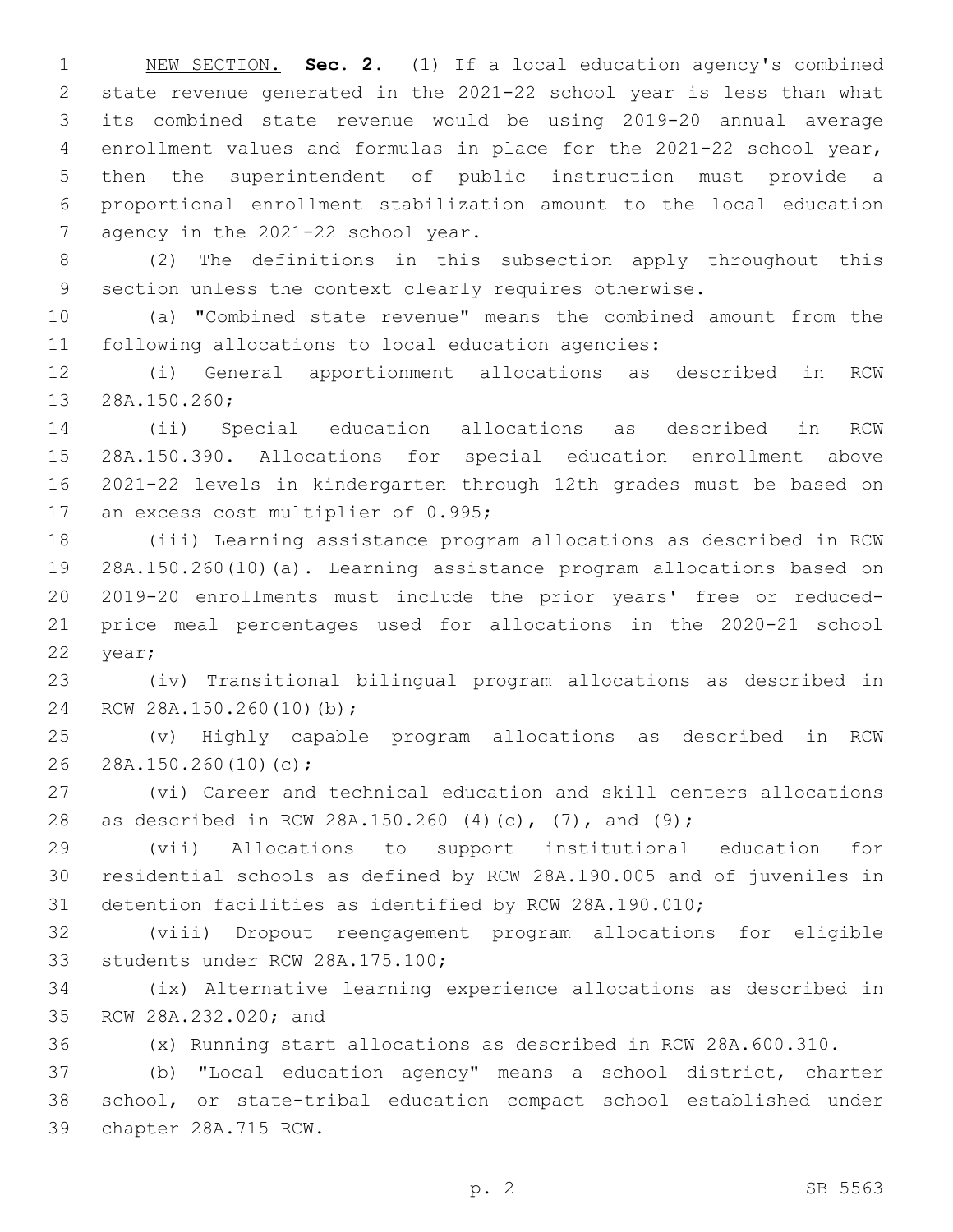NEW SECTION. **Sec. 2.** (1) If a local education agency's combined state revenue generated in the 2021-22 school year is less than what its combined state revenue would be using 2019-20 annual average enrollment values and formulas in place for the 2021-22 school year, then the superintendent of public instruction must provide a proportional enrollment stabilization amount to the local education agency in the 2021-22 school year.

(2) The definitions in this subsection apply throughout this section unless the context clearly requires otherwise.

(a) "Combined state revenue" means the combined amount from the following allocations to local education agencies:

(i) General apportionment allocations as described in RCW 28A.150.260;

(ii) Special education allocations as described in RCW 28A.150.390. Allocations for special education enrollment above 2021-22 levels in kindergarten through 12th grades must be based on an excess cost multiplier of 0.995;

(iii) Learning assistance program allocations as described in RCW 28A.150.260(10)(a). Learning assistance program allocations based on 2019-20 enrollments must include the prior years' free or reduced-price meal percentages used for allocations in the 2020-21 school year;

(iv) Transitional bilingual program allocations as described in RCW 28A.150.260(10)(b);

(v) Highly capable program allocations as described in RCW 28A.150.260(10)(c);

(vi) Career and technical education and skill centers allocations as described in RCW 28A.150.260 (4)(c), (7), and (9);

(vii) Allocations to support institutional education for residential schools as defined by RCW 28A.190.005 and of juveniles in detention facilities as identified by RCW 28A.190.010;

(viii) Dropout reengagement program allocations for eligible students under RCW 28A.175.100;

(ix) Alternative learning experience allocations as described in RCW 28A.232.020; and

(x) Running start allocations as described in RCW 28A.600.310.

(b) "Local education agency" means a school district, charter school, or state-tribal education compact school established under chapter 28A.715 RCW.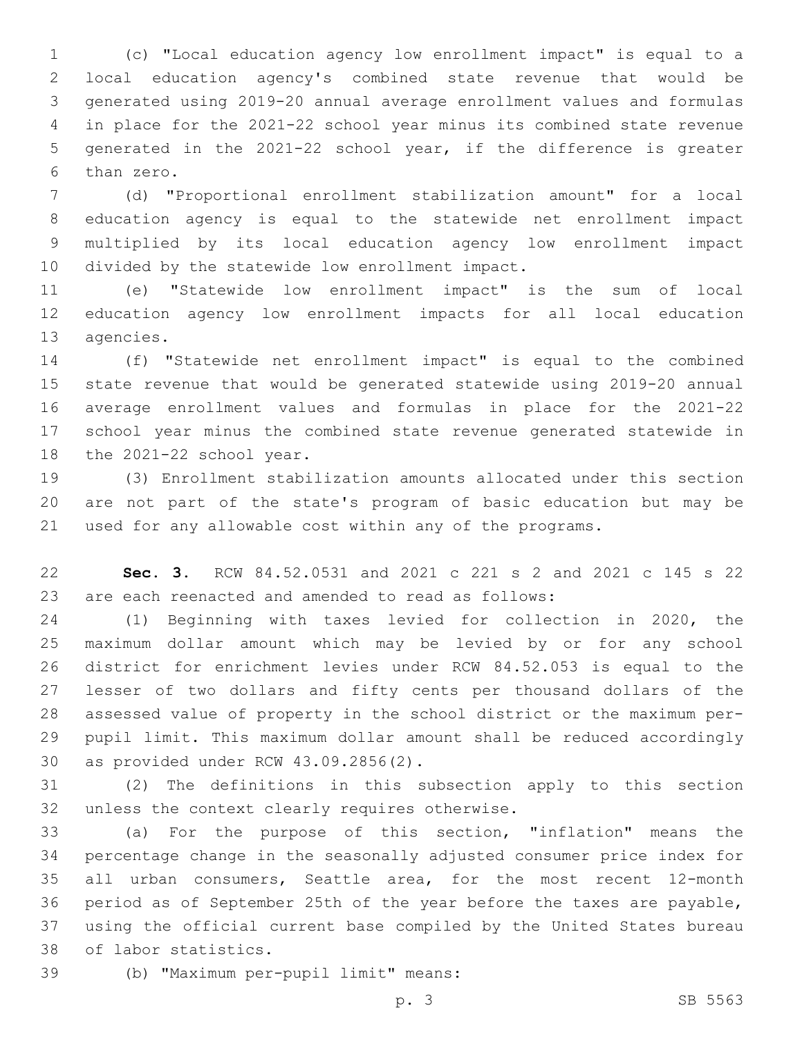(c) "Local education agency low enrollment impact" is equal to a local education agency's combined state revenue that would be generated using 2019-20 annual average enrollment values and formulas in place for the 2021-22 school year minus its combined state revenue generated in the 2021-22 school year, if the difference is greater than zero.

(d) "Proportional enrollment stabilization amount" for a local education agency is equal to the statewide net enrollment impact multiplied by its local education agency low enrollment impact divided by the statewide low enrollment impact.

(e) "Statewide low enrollment impact" is the sum of local education agency low enrollment impacts for all local education agencies.

(f) "Statewide net enrollment impact" is equal to the combined state revenue that would be generated statewide using 2019-20 annual average enrollment values and formulas in place for the 2021-22 school year minus the combined state revenue generated statewide in the 2021-22 school year.

(3) Enrollment stabilization amounts allocated under this section are not part of the state's program of basic education but may be used for any allowable cost within any of the programs.

**Sec. 3.** RCW 84.52.0531 and 2021 c 221 s 2 and 2021 c 145 s 22 are each reenacted and amended to read as follows:

(1) Beginning with taxes levied for collection in 2020, the maximum dollar amount which may be levied by or for any school district for enrichment levies under RCW 84.52.053 is equal to the lesser of two dollars and fifty cents per thousand dollars of the assessed value of property in the school district or the maximum per-pupil limit. This maximum dollar amount shall be reduced accordingly as provided under RCW 43.09.2856(2).

(2) The definitions in this subsection apply to this section unless the context clearly requires otherwise.

(a) For the purpose of this section, "inflation" means the percentage change in the seasonally adjusted consumer price index for all urban consumers, Seattle area, for the most recent 12-month period as of September 25th of the year before the taxes are payable, using the official current base compiled by the United States bureau of labor statistics.

(b) "Maximum per-pupil limit" means: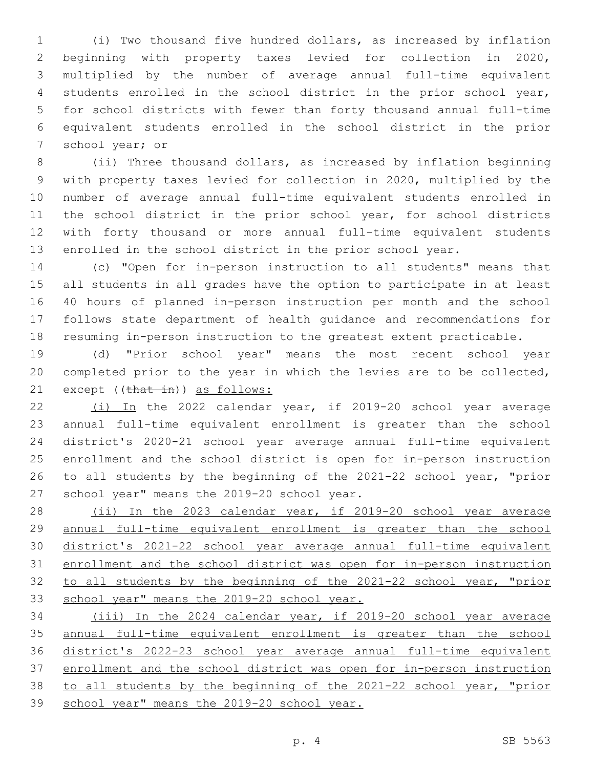(i) Two thousand five hundred dollars, as increased by inflation beginning with property taxes levied for collection in 2020, multiplied by the number of average annual full-time equivalent students enrolled in the school district in the prior school year, for school districts with fewer than forty thousand annual full-time equivalent students enrolled in the school district in the prior school year; or

(ii) Three thousand dollars, as increased by inflation beginning with property taxes levied for collection in 2020, multiplied by the number of average annual full-time equivalent students enrolled in the school district in the prior school year, for school districts with forty thousand or more annual full-time equivalent students enrolled in the school district in the prior school year.

(c) "Open for in-person instruction to all students" means that all students in all grades have the option to participate in at least 40 hours of planned in-person instruction per month and the school follows state department of health guidance and recommendations for resuming in-person instruction to the greatest extent practicable.

(d) "Prior school year" means the most recent school year completed prior to the year in which the levies are to be collected, except ((~~that in~~)) <u>as follows:</u>

<u>(i) In</u> the 2022 calendar year, if 2019-20 school year average annual full-time equivalent enrollment is greater than the school district's 2020-21 school year average annual full-time equivalent enrollment and the school district is open for in-person instruction to all students by the beginning of the 2021-22 school year, "prior school year" means the 2019-20 school year.

<u>(ii) In the 2023 calendar year, if 2019-20 school year average annual full-time equivalent enrollment is greater than the school district's 2021-22 school year average annual full-time equivalent enrollment and the school district was open for in-person instruction to all students by the beginning of the 2021-22 school year, "prior school year" means the 2019-20 school year.</u>

<u>(iii) In the 2024 calendar year, if 2019-20 school year average annual full-time equivalent enrollment is greater than the school district's 2022-23 school year average annual full-time equivalent enrollment and the school district was open for in-person instruction to all students by the beginning of the 2021-22 school year, "prior school year" means the 2019-20 school year.</u>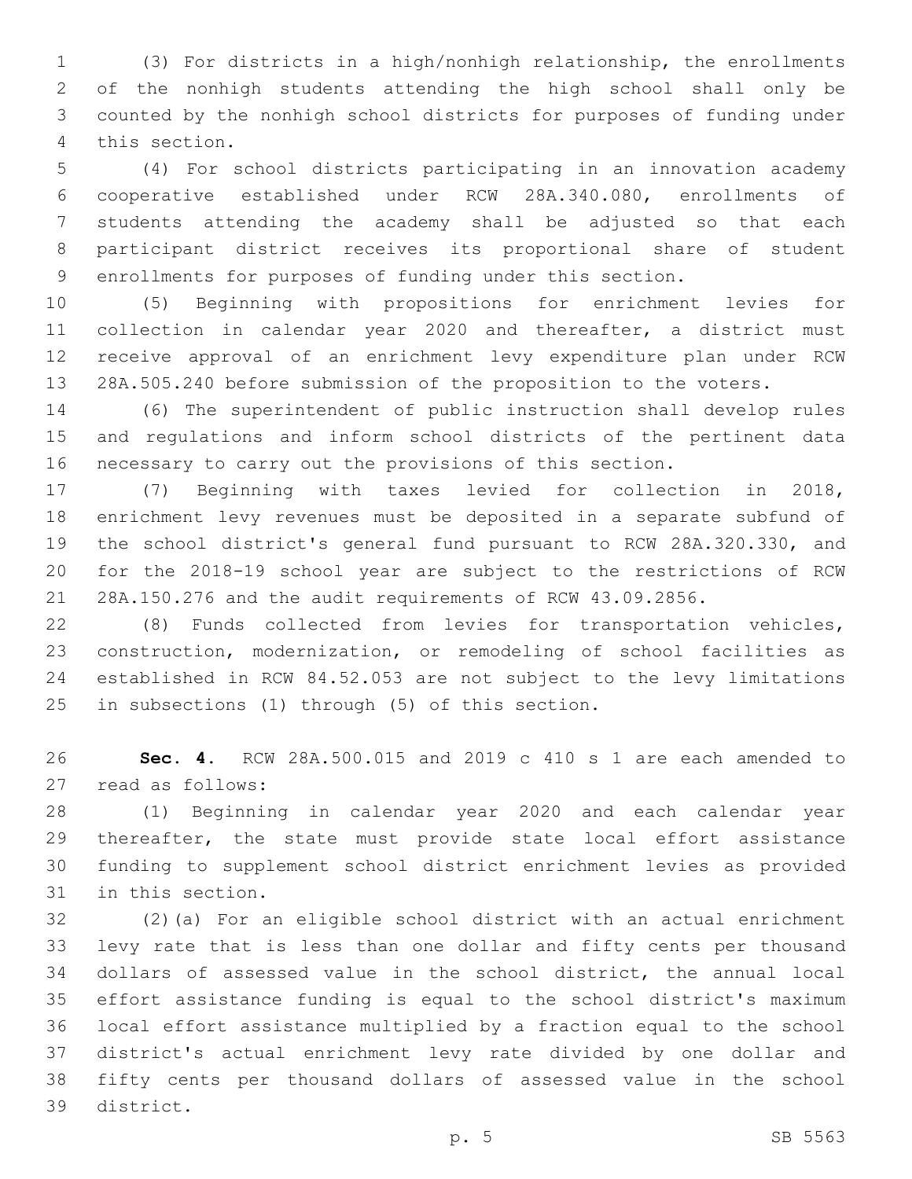(3) For districts in a high/nonhigh relationship, the enrollments of the nonhigh students attending the high school shall only be counted by the nonhigh school districts for purposes of funding under this section.

(4) For school districts participating in an innovation academy cooperative established under RCW 28A.340.080, enrollments of students attending the academy shall be adjusted so that each participant district receives its proportional share of student enrollments for purposes of funding under this section.

(5) Beginning with propositions for enrichment levies for collection in calendar year 2020 and thereafter, a district must receive approval of an enrichment levy expenditure plan under RCW 28A.505.240 before submission of the proposition to the voters.

(6) The superintendent of public instruction shall develop rules and regulations and inform school districts of the pertinent data necessary to carry out the provisions of this section.

(7) Beginning with taxes levied for collection in 2018, enrichment levy revenues must be deposited in a separate subfund of the school district's general fund pursuant to RCW 28A.320.330, and for the 2018-19 school year are subject to the restrictions of RCW 28A.150.276 and the audit requirements of RCW 43.09.2856.

(8) Funds collected from levies for transportation vehicles, construction, modernization, or remodeling of school facilities as established in RCW 84.52.053 are not subject to the levy limitations in subsections (1) through (5) of this section.

**Sec. 4.** RCW 28A.500.015 and 2019 c 410 s 1 are each amended to read as follows:

(1) Beginning in calendar year 2020 and each calendar year thereafter, the state must provide state local effort assistance funding to supplement school district enrichment levies as provided in this section.

(2)(a) For an eligible school district with an actual enrichment levy rate that is less than one dollar and fifty cents per thousand dollars of assessed value in the school district, the annual local effort assistance funding is equal to the school district's maximum local effort assistance multiplied by a fraction equal to the school district's actual enrichment levy rate divided by one dollar and fifty cents per thousand dollars of assessed value in the school district.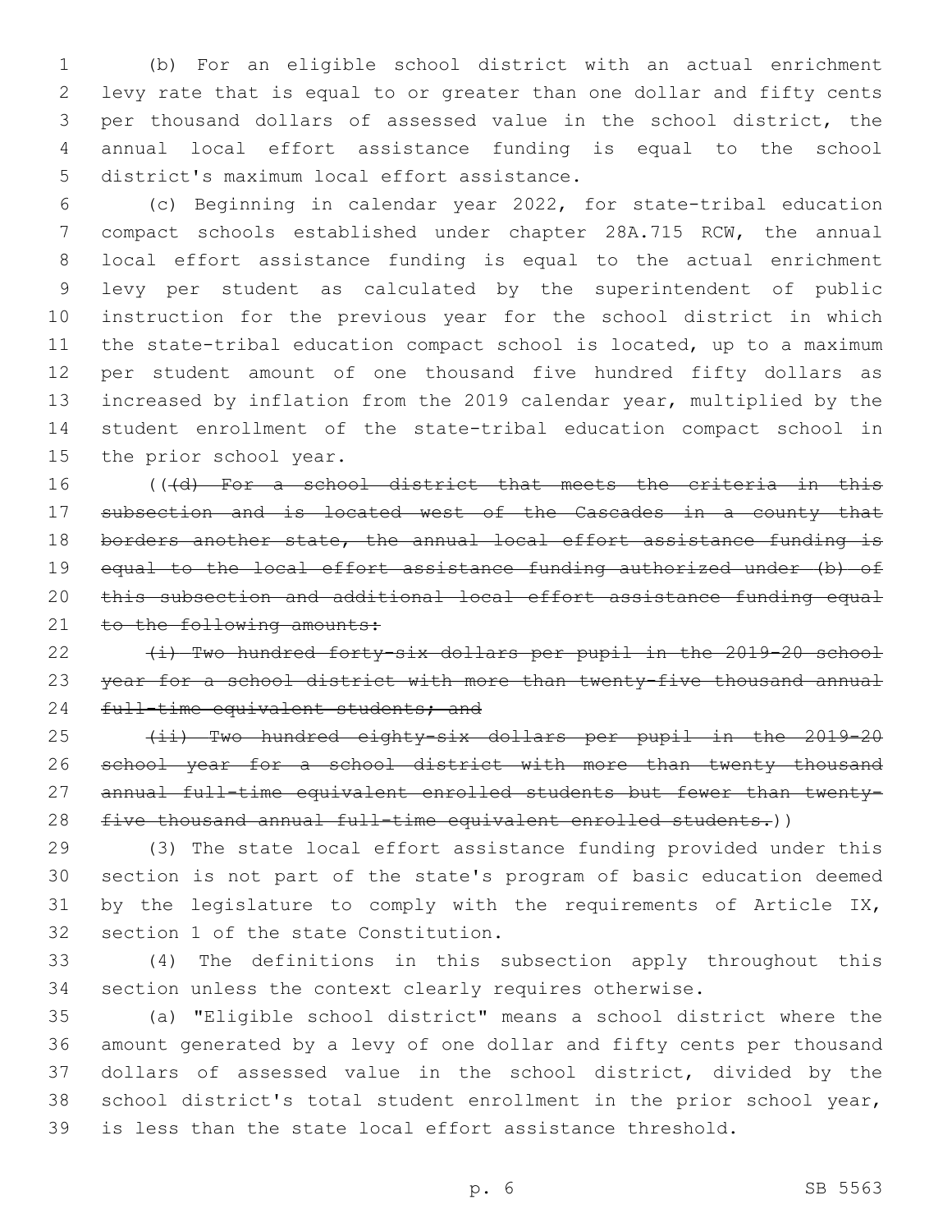(b) For an eligible school district with an actual enrichment levy rate that is equal to or greater than one dollar and fifty cents per thousand dollars of assessed value in the school district, the annual local effort assistance funding is equal to the school district's maximum local effort assistance.

(c) Beginning in calendar year 2022, for state-tribal education compact schools established under chapter 28A.715 RCW, the annual local effort assistance funding is equal to the actual enrichment levy per student as calculated by the superintendent of public instruction for the previous year for the school district in which the state-tribal education compact school is located, up to a maximum per student amount of one thousand five hundred fifty dollars as increased by inflation from the 2019 calendar year, multiplied by the student enrollment of the state-tribal education compact school in the prior school year.

((~~(d) For a school district that meets the criteria in this subsection and is located west of the Cascades in a county that borders another state, the annual local effort assistance funding is equal to the local effort assistance funding authorized under (b) of this subsection and additional local effort assistance funding equal to the following amounts:~~

~~(i) Two hundred forty-six dollars per pupil in the 2019-20 school year for a school district with more than twenty-five thousand annual full-time equivalent students; and~~

~~(ii) Two hundred eighty-six dollars per pupil in the 2019-20 school year for a school district with more than twenty thousand annual full-time equivalent enrolled students but fewer than twenty-five thousand annual full-time equivalent enrolled students.~~))

(3) The state local effort assistance funding provided under this section is not part of the state's program of basic education deemed by the legislature to comply with the requirements of Article IX, section 1 of the state Constitution.

(4) The definitions in this subsection apply throughout this section unless the context clearly requires otherwise.

(a) "Eligible school district" means a school district where the amount generated by a levy of one dollar and fifty cents per thousand dollars of assessed value in the school district, divided by the school district's total student enrollment in the prior school year, is less than the state local effort assistance threshold.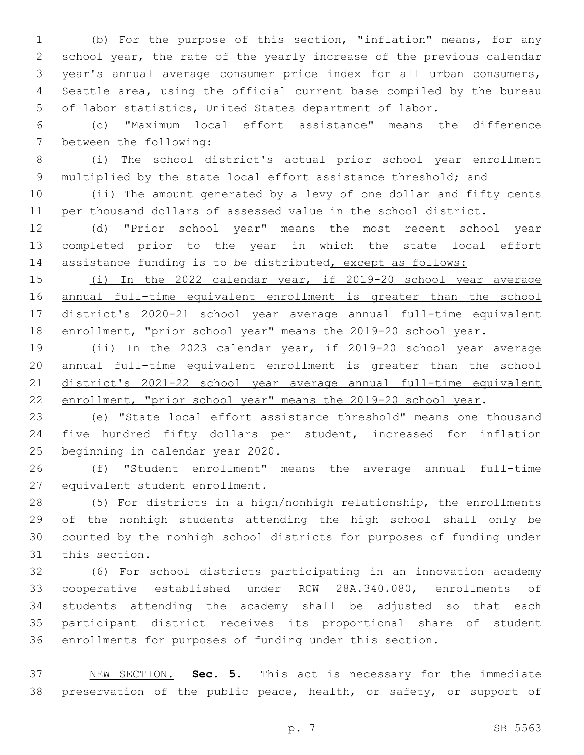(b) For the purpose of this section, "inflation" means, for any school year, the rate of the yearly increase of the previous calendar year's annual average consumer price index for all urban consumers, Seattle area, using the official current base compiled by the bureau of labor statistics, United States department of labor.

(c) "Maximum local effort assistance" means the difference between the following:

(i) The school district's actual prior school year enrollment multiplied by the state local effort assistance threshold; and

(ii) The amount generated by a levy of one dollar and fifty cents per thousand dollars of assessed value in the school district.

(d) "Prior school year" means the most recent school year completed prior to the year in which the state local effort assistance funding is to be distributed, except as follows:

(i) In the 2022 calendar year, if 2019-20 school year average annual full-time equivalent enrollment is greater than the school district's 2020-21 school year average annual full-time equivalent enrollment, "prior school year" means the 2019-20 school year.

(ii) In the 2023 calendar year, if 2019-20 school year average annual full-time equivalent enrollment is greater than the school district's 2021-22 school year average annual full-time equivalent enrollment, "prior school year" means the 2019-20 school year.

(e) "State local effort assistance threshold" means one thousand five hundred fifty dollars per student, increased for inflation beginning in calendar year 2020.

(f) "Student enrollment" means the average annual full-time equivalent student enrollment.

(5) For districts in a high/nonhigh relationship, the enrollments of the nonhigh students attending the high school shall only be counted by the nonhigh school districts for purposes of funding under this section.

(6) For school districts participating in an innovation academy cooperative established under RCW 28A.340.080, enrollments of students attending the academy shall be adjusted so that each participant district receives its proportional share of student enrollments for purposes of funding under this section.

NEW SECTION. **Sec. 5.** This act is necessary for the immediate preservation of the public peace, health, or safety, or support of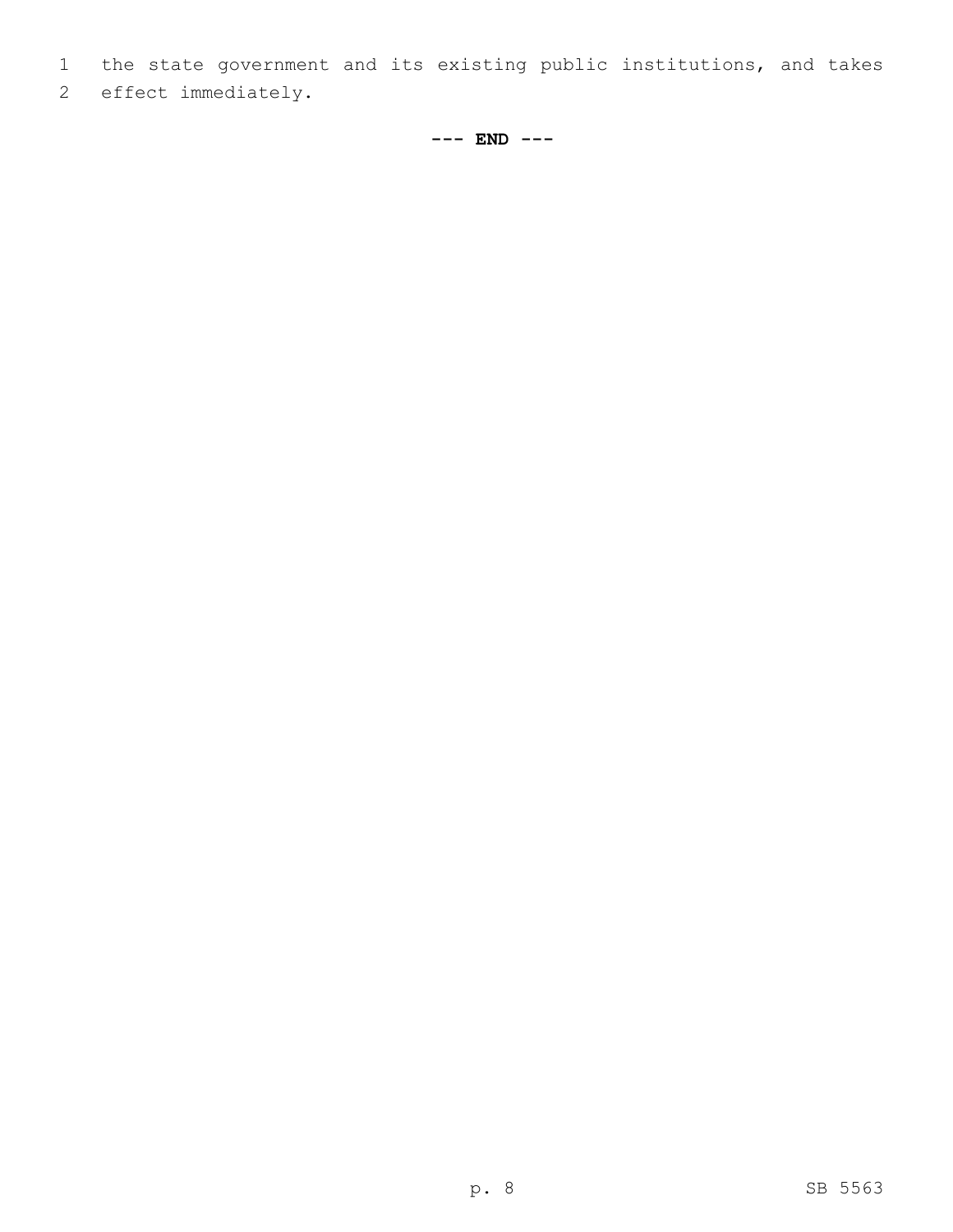the state government and its existing public institutions, and takes effect immediately.

--- END ---